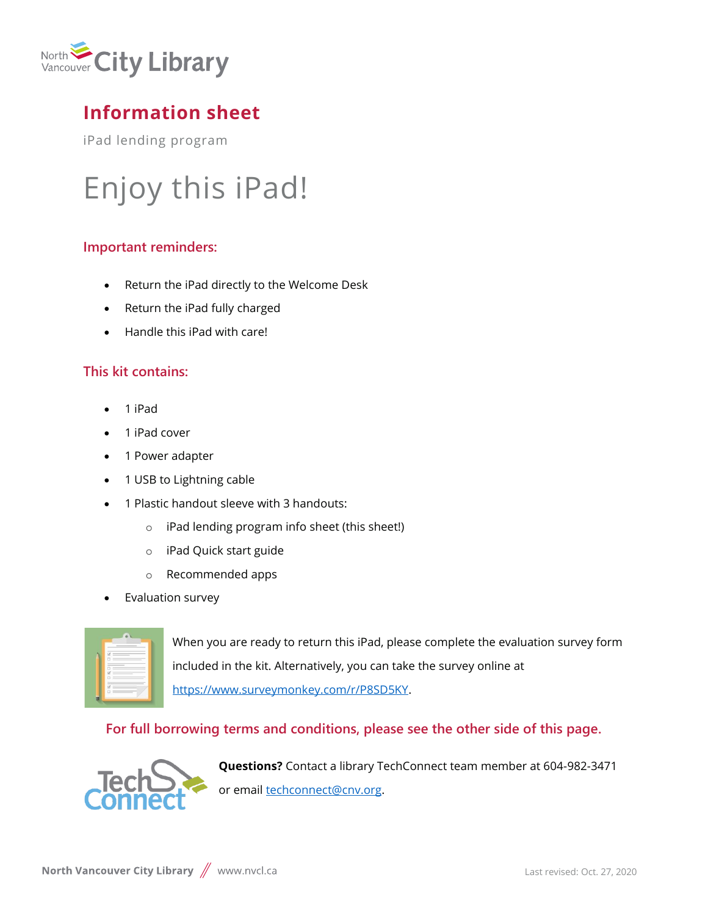# Information sheet

iPad lending program

## Enjoy this iPad!

### Important reminders:

- Return the iPad directly to the Welcome Desk
- Return the iPad fully charged
- Handle this iPad with care!

### This kit contains:

- 1 iPad
- 1 iPad cover
- 1 Power adapter
- 1 USB to Lightning cable
- 1 Plastic handout sleeve with 3 handouts:
  - iPad lending program info sheet (this sheet!)
  - iPad Quick start guide
  - Recommended apps
- Evaluation survey

When you are ready to return this iPad, please complete the evaluation survey form included in the kit. Alternatively, you can take the survey online at https://www.surveymonkey.com/r/P8SD5KY.

**For full borrowing terms and conditions, please see the other side of this page.**

**Questions?** Contact a library TechConnect team member at 604-982-3471 or email techconnect@cnv.org.

North Vancouver City Library // www.nvcl.ca

Last revised: Oct. 27, 2020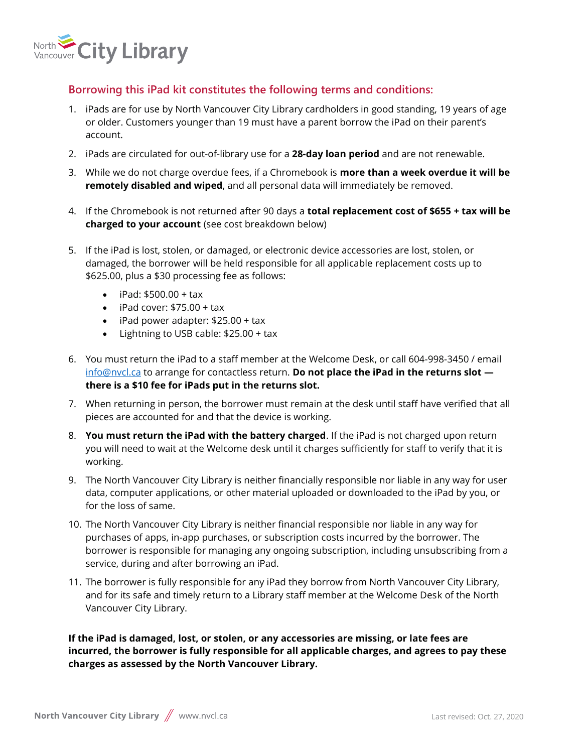## Borrowing this iPad kit constitutes the following terms and conditions:

1. iPads are for use by North Vancouver City Library cardholders in good standing, 19 years of age or older. Customers younger than 19 must have a parent borrow the iPad on their parent's account.
2. iPads are circulated for out-of-library use for a **28-day loan period** and are not renewable.
3. While we do not charge overdue fees, if a Chromebook is **more than a week overdue it will be remotely disabled and wiped**, and all personal data will immediately be removed.
4. If the Chromebook is not returned after 90 days a **total replacement cost of $655 + tax will be charged to your account** (see cost breakdown below)
5. If the iPad is lost, stolen, or damaged, or electronic device accessories are lost, stolen, or damaged, the borrower will be held responsible for all applicable replacement costs up to $625.00, plus a $30 processing fee as follows:
   - iPad: $500.00 + tax
   - iPad cover: $75.00 + tax
   - iPad power adapter: $25.00 + tax
   - Lightning to USB cable: $25.00 + tax
6. You must return the iPad to a staff member at the Welcome Desk, or call 604-998-3450 / email info@nvcl.ca to arrange for contactless return. **Do not place the iPad in the returns slot — there is a $10 fee for iPads put in the returns slot.**
7. When returning in person, the borrower must remain at the desk until staff have verified that all pieces are accounted for and that the device is working.
8. **You must return the iPad with the battery charged**. If the iPad is not charged upon return you will need to wait at the Welcome desk until it charges sufficiently for staff to verify that it is working.
9. The North Vancouver City Library is neither financially responsible nor liable in any way for user data, computer applications, or other material uploaded or downloaded to the iPad by you, or for the loss of same.
10. The North Vancouver City Library is neither financial responsible nor liable in any way for purchases of apps, in-app purchases, or subscription costs incurred by the borrower. The borrower is responsible for managing any ongoing subscription, including unsubscribing from a service, during and after borrowing an iPad.
11. The borrower is fully responsible for any iPad they borrow from North Vancouver City Library, and for its safe and timely return to a Library staff member at the Welcome Desk of the North Vancouver City Library.

**If the iPad is damaged, lost, or stolen, or any accessories are missing, or late fees are incurred, the borrower is fully responsible for all applicable charges, and agrees to pay these charges as assessed by the North Vancouver Library.**

Last revised: Oct. 27, 2020